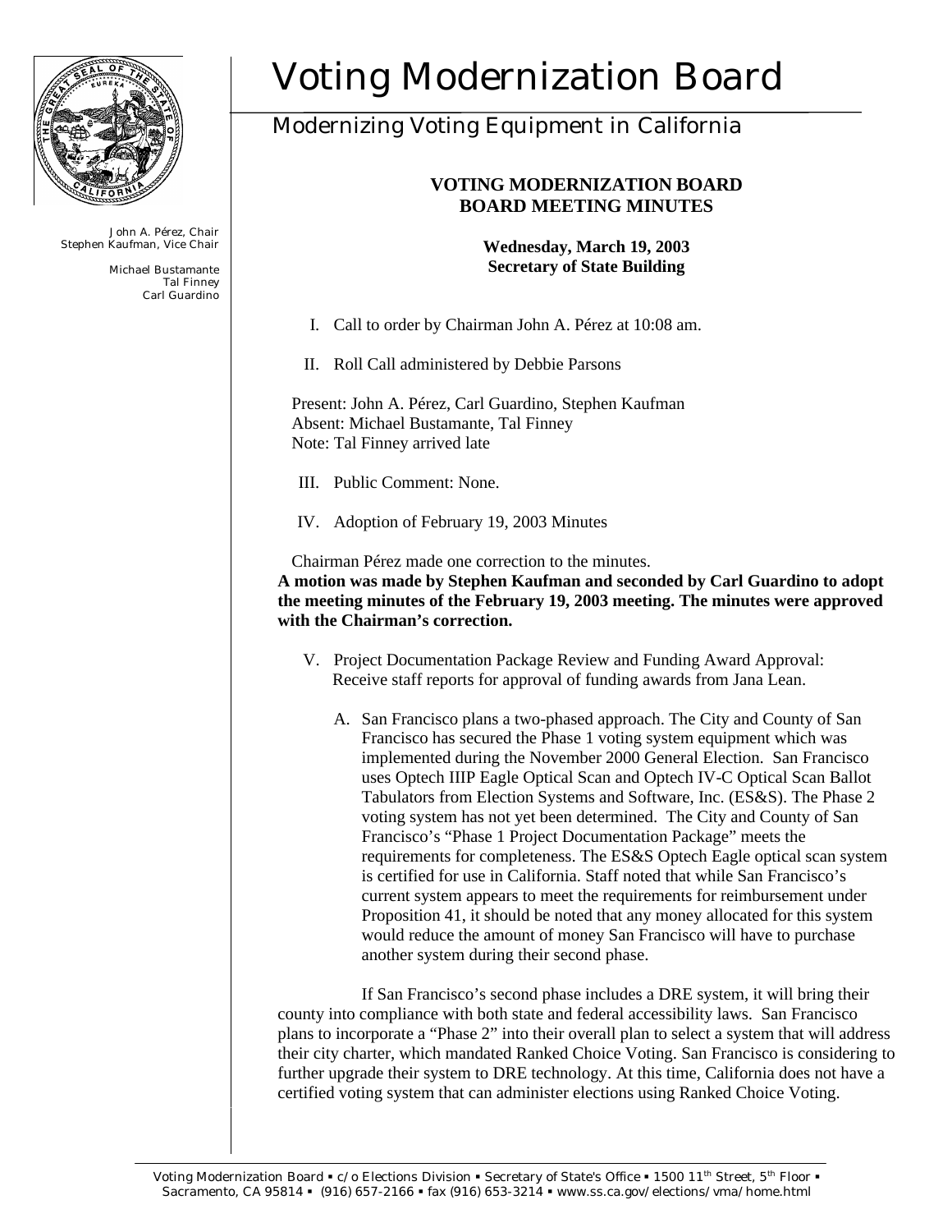# Voting Modernization Board

## Modernizing Voting Equipment in California

John A. Pérez, Chair
Stephen Kaufman, Vice Chair

Michael Bustamante
Tal Finney
Carl Guardino

**VOTING MODERNIZATION BOARD**
**BOARD MEETING MINUTES**

**Wednesday, March 19, 2003**
**Secretary of State Building**

I. Call to order by Chairman John A. Pérez at 10:08 am.

II. Roll Call administered by Debbie Parsons

Present: John A. Pérez, Carl Guardino, Stephen Kaufman
Absent: Michael Bustamante, Tal Finney
Note: Tal Finney arrived late

III. Public Comment: None.

IV. Adoption of February 19, 2003 Minutes

Chairman Pérez made one correction to the minutes.
**A motion was made by Stephen Kaufman and seconded by Carl Guardino to adopt the meeting minutes of the February 19, 2003 meeting. The minutes were approved with the Chairman's correction.**

V. Project Documentation Package Review and Funding Award Approval: Receive staff reports for approval of funding awards from Jana Lean.

A. San Francisco plans a two-phased approach. The City and County of San Francisco has secured the Phase 1 voting system equipment which was implemented during the November 2000 General Election. San Francisco uses Optech IIIP Eagle Optical Scan and Optech IV-C Optical Scan Ballot Tabulators from Election Systems and Software, Inc. (ES&S). The Phase 2 voting system has not yet been determined. The City and County of San Francisco's "Phase 1 Project Documentation Package" meets the requirements for completeness. The ES&S Optech Eagle optical scan system is certified for use in California. Staff noted that while San Francisco's current system appears to meet the requirements for reimbursement under Proposition 41, it should be noted that any money allocated for this system would reduce the amount of money San Francisco will have to purchase another system during their second phase.

If San Francisco's second phase includes a DRE system, it will bring their county into compliance with both state and federal accessibility laws. San Francisco plans to incorporate a "Phase 2" into their overall plan to select a system that will address their city charter, which mandated Ranked Choice Voting. San Francisco is considering to further upgrade their system to DRE technology. At this time, California does not have a certified voting system that can administer elections using Ranked Choice Voting.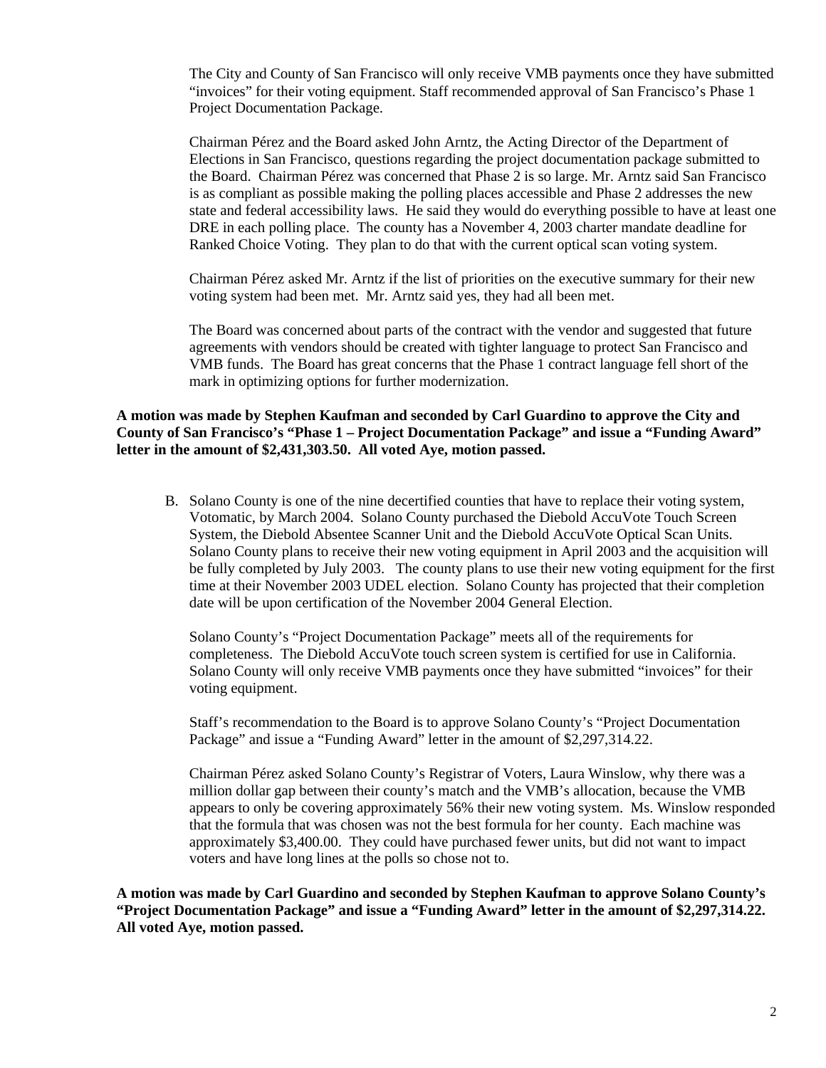The City and County of San Francisco will only receive VMB payments once they have submitted "invoices" for their voting equipment. Staff recommended approval of San Francisco's Phase 1 Project Documentation Package.

Chairman Pérez and the Board asked John Arntz, the Acting Director of the Department of Elections in San Francisco, questions regarding the project documentation package submitted to the Board. Chairman Pérez was concerned that Phase 2 is so large. Mr. Arntz said San Francisco is as compliant as possible making the polling places accessible and Phase 2 addresses the new state and federal accessibility laws. He said they would do everything possible to have at least one DRE in each polling place. The county has a November 4, 2003 charter mandate deadline for Ranked Choice Voting. They plan to do that with the current optical scan voting system.

Chairman Pérez asked Mr. Arntz if the list of priorities on the executive summary for their new voting system had been met. Mr. Arntz said yes, they had all been met.

The Board was concerned about parts of the contract with the vendor and suggested that future agreements with vendors should be created with tighter language to protect San Francisco and VMB funds. The Board has great concerns that the Phase 1 contract language fell short of the mark in optimizing options for further modernization.

**A motion was made by Stephen Kaufman and seconded by Carl Guardino to approve the City and County of San Francisco's "Phase 1 – Project Documentation Package" and issue a "Funding Award" letter in the amount of $2,431,303.50. All voted Aye, motion passed.**

B. Solano County is one of the nine decertified counties that have to replace their voting system, Votomatic, by March 2004. Solano County purchased the Diebold AccuVote Touch Screen System, the Diebold Absentee Scanner Unit and the Diebold AccuVote Optical Scan Units. Solano County plans to receive their new voting equipment in April 2003 and the acquisition will be fully completed by July 2003. The county plans to use their new voting equipment for the first time at their November 2003 UDEL election. Solano County has projected that their completion date will be upon certification of the November 2004 General Election.

Solano County's "Project Documentation Package" meets all of the requirements for completeness. The Diebold AccuVote touch screen system is certified for use in California. Solano County will only receive VMB payments once they have submitted "invoices" for their voting equipment.

Staff's recommendation to the Board is to approve Solano County's "Project Documentation Package" and issue a "Funding Award" letter in the amount of $2,297,314.22.

Chairman Pérez asked Solano County's Registrar of Voters, Laura Winslow, why there was a million dollar gap between their county's match and the VMB's allocation, because the VMB appears to only be covering approximately 56% their new voting system. Ms. Winslow responded that the formula that was chosen was not the best formula for her county. Each machine was approximately $3,400.00. They could have purchased fewer units, but did not want to impact voters and have long lines at the polls so chose not to.

**A motion was made by Carl Guardino and seconded by Stephen Kaufman to approve Solano County's "Project Documentation Package" and issue a "Funding Award" letter in the amount of $2,297,314.22. All voted Aye, motion passed.**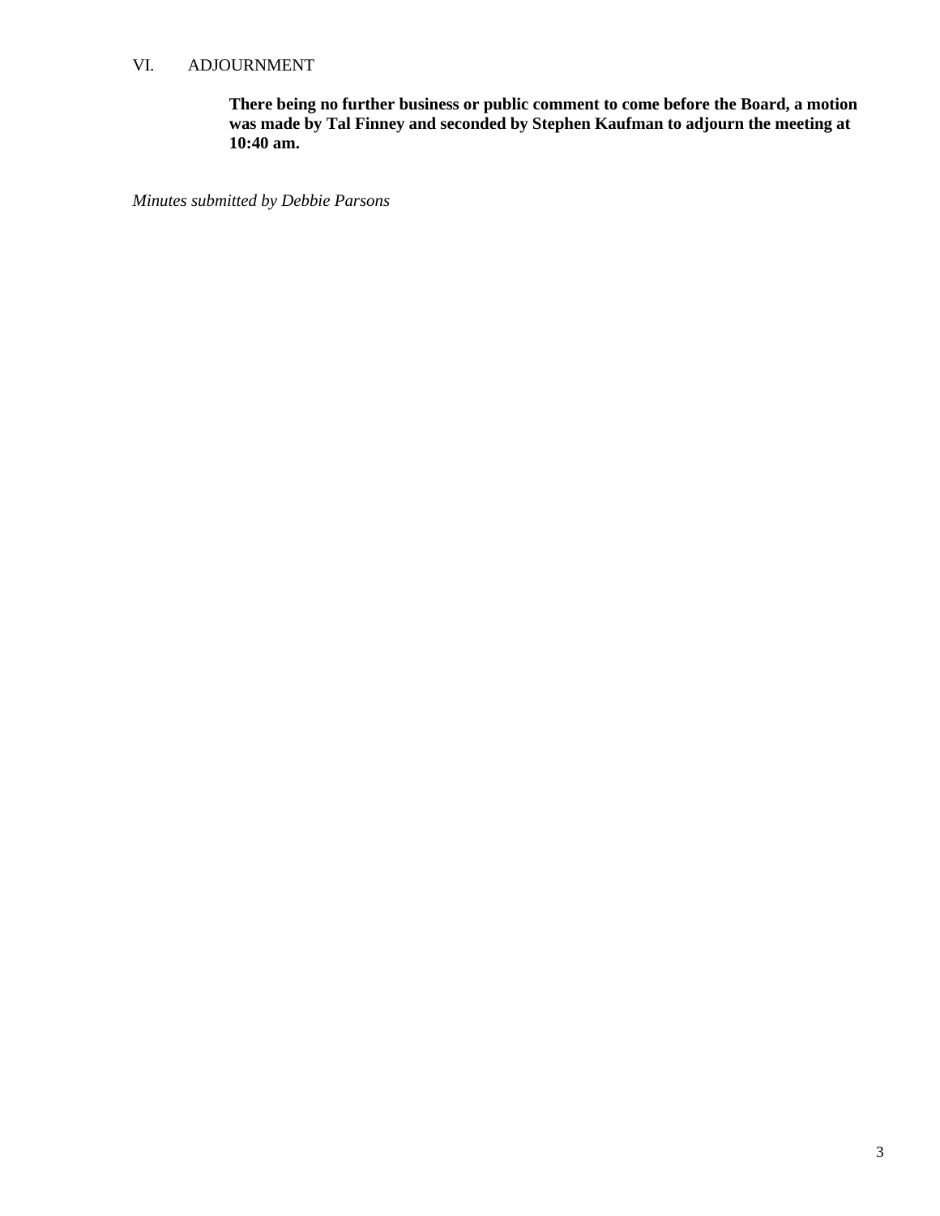## VI. ADJOURNMENT

**There being no further business or public comment to come before the Board, a motion was made by Tal Finney and seconded by Stephen Kaufman to adjourn the meeting at 10:40 am.**

*Minutes submitted by Debbie Parsons*